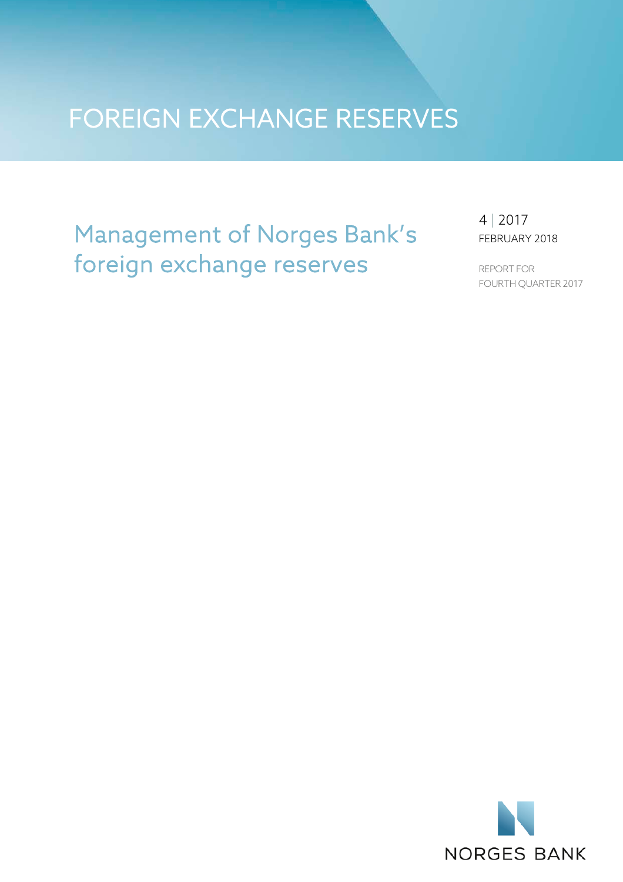# FOREIGN EXCHANGE RESERVES

## Management of Norges Bank's foreign exchange reserves

4 | 2017
FEBRUARY 2018

REPORT FOR
FOURTH QUARTER 2017

NORGES BANK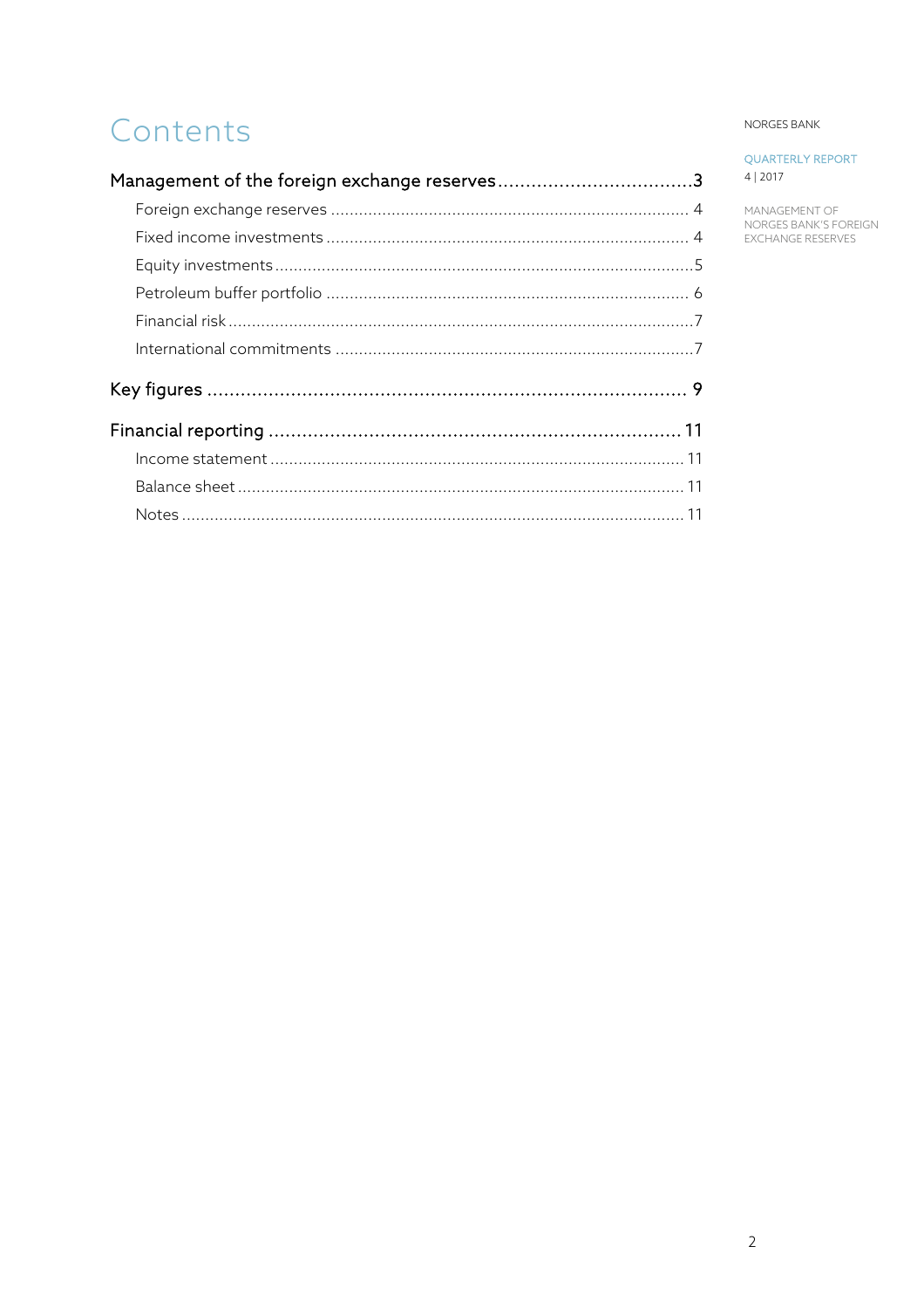# Contents

**Management of the foreign exchange reserves** .................................... 3

- Foreign exchange reserves ........................................................ 4
- Fixed income investments ........................................................ 4
- Equity investments ................................................................. 5
- Petroleum buffer portfolio ........................................................ 6
- Financial risk ........................................................................ 7
- International commitments ....................................................... 7

**Key figures** ............................................................................ 9

**Financial reporting** ................................................................. 11

- Income statement ................................................................... 11
- Balance sheet ........................................................................ 11
- Notes ................................................................................... 11

NORGES BANK

QUARTERLY REPORT
4 | 2017

MANAGEMENT OF NORGES BANK'S FOREIGN EXCHANGE RESERVES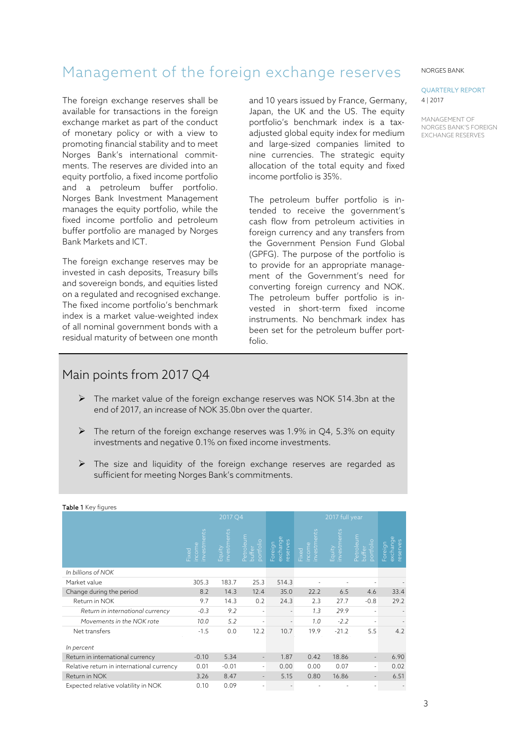# Management of the foreign exchange reserves

The foreign exchange reserves shall be available for transactions in the foreign exchange market as part of the conduct of monetary policy or with a view to promoting financial stability and to meet Norges Bank's international commitments. The reserves are divided into an equity portfolio, a fixed income portfolio and a petroleum buffer portfolio. Norges Bank Investment Management manages the equity portfolio, while the fixed income portfolio and petroleum buffer portfolio are managed by Norges Bank Markets and ICT.

The foreign exchange reserves may be invested in cash deposits, Treasury bills and sovereign bonds, and equities listed on a regulated and recognised exchange. The fixed income portfolio's benchmark index is a market value-weighted index of all nominal government bonds with a residual maturity of between one month and 10 years issued by France, Germany, Japan, the UK and the US. The equity portfolio's benchmark index is a tax-adjusted global equity index for medium and large-sized companies limited to nine currencies. The strategic equity allocation of the total equity and fixed income portfolio is 35%.

The petroleum buffer portfolio is intended to receive the government's cash flow from petroleum activities in foreign currency and any transfers from the Government Pension Fund Global (GPFG). The purpose of the portfolio is to provide for an appropriate management of the Government's need for converting foreign currency and NOK. The petroleum buffer portfolio is invested in short-term fixed income instruments. No benchmark index has been set for the petroleum buffer portfolio.

## Main points from 2017 Q4

- The market value of the foreign exchange reserves was NOK 514.3bn at the end of 2017, an increase of NOK 35.0bn over the quarter.
- The return of the foreign exchange reserves was 1.9% in Q4, 5.3% on equity investments and negative 0.1% on fixed income investments.
- The size and liquidity of the foreign exchange reserves are regarded as sufficient for meeting Norges Bank's commitments.

**Table 1** Key figures

| | 2017 Q4 | | | | 2017 full year | | | |
|---|---|---|---|---|---|---|---|---|
| | Fixed income investments | Equity investments | Petroleum buffer portfolio | Foreign exchange reserves | Fixed income investments | Equity investments | Petroleum buffer portfolio | Foreign exchange reserves |
| *In billions of NOK* | | | | | | | | |
| Market value | 305.3 | 183.7 | 25.3 | 514.3 | - | - | - | - |
| Change during the period | 8.2 | 14.3 | 12.4 | 35.0 | 22.2 | 6.5 | 4.6 | 33.4 |
| Return in NOK | 9.7 | 14.3 | 0.2 | 24.3 | 2.3 | 27.7 | -0.8 | 29.2 |
| *Return in international currency* | *-0.3* | *9.2* | - | - | *1.3* | *29.9* | - | - |
| *Movements in the NOK rate* | *10.0* | *5.2* | - | - | *1.0* | *-2.2* | - | - |
| Net transfers | -1.5 | 0.0 | 12.2 | 10.7 | 19.9 | -21.2 | 5.5 | 4.2 |
| *In percent* | | | | | | | | |
| Return in international currency | -0.10 | 5.34 | - | 1.87 | 0.42 | 18.86 | - | 6.90 |
| Relative return in international currency | 0.01 | -0.01 | - | 0.00 | 0.00 | 0.07 | - | 0.02 |
| Return in NOK | 3.26 | 8.47 | - | 5.15 | 0.80 | 16.86 | - | 6.51 |
| Expected relative volatility in NOK | 0.10 | 0.09 | - | - | - | - | - | - |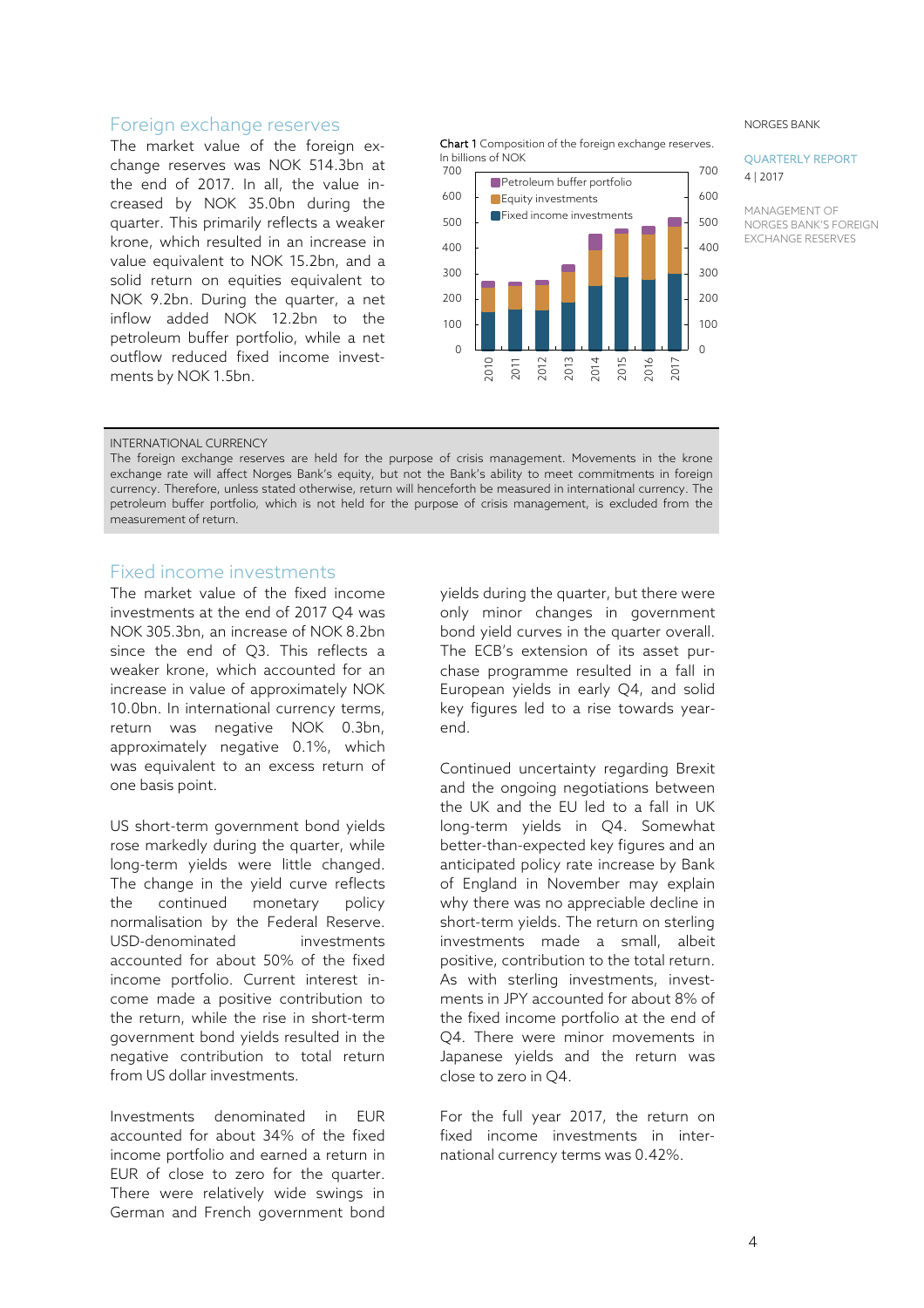## Foreign exchange reserves

The market value of the foreign exchange reserves was NOK 514.3bn at the end of 2017. In all, the value increased by NOK 35.0bn during the quarter. This primarily reflects a weaker krone, which resulted in an increase in value equivalent to NOK 15.2bn, and a solid return on equities equivalent to NOK 9.2bn. During the quarter, a net inflow added NOK 12.2bn to the petroleum buffer portfolio, while a net outflow reduced fixed income investments by NOK 1.5bn.

**Chart 1** Composition of the foreign exchange reserves. In billions of NOK

> INTERNATIONAL CURRENCY
>
> The foreign exchange reserves are held for the purpose of crisis management. Movements in the krone exchange rate will affect Norges Bank's equity, but not the Bank's ability to meet commitments in foreign currency. Therefore, unless stated otherwise, return will henceforth be measured in international currency. The petroleum buffer portfolio, which is not held for the purpose of crisis management, is excluded from the measurement of return.

## Fixed income investments

The market value of the fixed income investments at the end of 2017 Q4 was NOK 305.3bn, an increase of NOK 8.2bn since the end of Q3. This reflects a weaker krone, which accounted for an increase in value of approximately NOK 10.0bn. In international currency terms, return was negative NOK 0.3bn, approximately negative 0.1%, which was equivalent to an excess return of one basis point.

US short-term government bond yields rose markedly during the quarter, while long-term yields were little changed. The change in the yield curve reflects the continued monetary policy normalisation by the Federal Reserve. USD-denominated investments accounted for about 50% of the fixed income portfolio. Current interest income made a positive contribution to the return, while the rise in short-term government bond yields resulted in the negative contribution to total return from US dollar investments.

Investments denominated in EUR accounted for about 34% of the fixed income portfolio and earned a return in EUR of close to zero for the quarter. There were relatively wide swings in German and French government bond yields during the quarter, but there were only minor changes in government bond yield curves in the quarter overall. The ECB's extension of its asset purchase programme resulted in a fall in European yields in early Q4, and solid key figures led to a rise towards year-end.

Continued uncertainty regarding Brexit and the ongoing negotiations between the UK and the EU led to a fall in UK long-term yields in Q4. Somewhat better-than-expected key figures and an anticipated policy rate increase by Bank of England in November may explain why there was no appreciable decline in short-term yields. The return on sterling investments made a small, albeit positive, contribution to the total return. As with sterling investments, investments in JPY accounted for about 8% of the fixed income portfolio at the end of Q4. There were minor movements in Japanese yields and the return was close to zero in Q4.

For the full year 2017, the return on fixed income investments in international currency terms was 0.42%.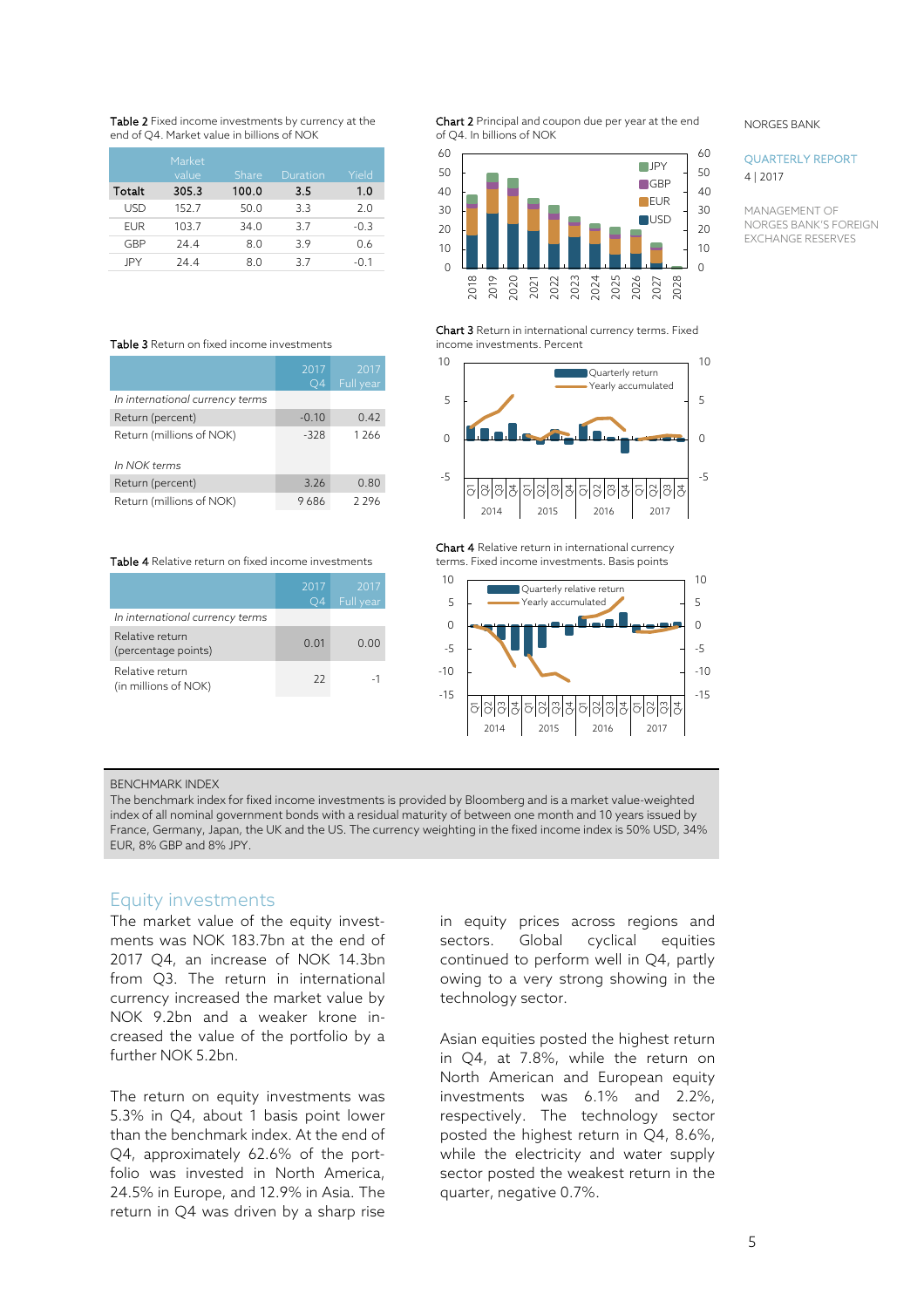**Table 2** Fixed income investments by currency at the end of Q4. Market value in billions of NOK

| | Market value | Share | Duration | Yield |
|---|---|---|---|---|
| **Totalt** | **305.3** | **100.0** | **3.5** | **1.0** |
| USD | 152.7 | 50.0 | 3.3 | 2.0 |
| EUR | 103.7 | 34.0 | 3.7 | -0.3 |
| GBP | 24.4 | 8.0 | 3.9 | 0.6 |
| JPY | 24.4 | 8.0 | 3.7 | -0.1 |

**Chart 2** Principal and coupon due per year at the end of Q4. In billions of NOK

**Table 3** Return on fixed income investments

| | 2017 Q4 | 2017 Full year |
|---|---|---|
| *In international currency terms* | | |
| Return (percent) | -0.10 | 0.42 |
| Return (millions of NOK) | -328 | 1 266 |
| | | |
| *In NOK terms* | | |
| Return (percent) | 3.26 | 0.80 |
| Return (millions of NOK) | 9 686 | 2 296 |

**Chart 3** Return in international currency terms. Fixed income investments. Percent

**Table 4** Relative return on fixed income investments

| | 2017 Q4 | 2017 Full year |
|---|---|---|
| *In international currency terms* | | |
| Relative return (percentage points) | 0.01 | 0.00 |
| Relative return (in millions of NOK) | 22 | -1 |

**Chart 4** Relative return in international currency terms. Fixed income investments. Basis points

BENCHMARK INDEX

The benchmark index for fixed income investments is provided by Bloomberg and is a market value-weighted index of all nominal government bonds with a residual maturity of between one month and 10 years issued by France, Germany, Japan, the UK and the US. The currency weighting in the fixed income index is 50% USD, 34% EUR, 8% GBP and 8% JPY.

## Equity investments

The market value of the equity investments was NOK 183.7bn at the end of 2017 Q4, an increase of NOK 14.3bn from Q3. The return in international currency increased the market value by NOK 9.2bn and a weaker krone increased the value of the portfolio by a further NOK 5.2bn.

The return on equity investments was 5.3% in Q4, about 1 basis point lower than the benchmark index. At the end of Q4, approximately 62.6% of the portfolio was invested in North America, 24.5% in Europe, and 12.9% in Asia. The return in Q4 was driven by a sharp rise in equity prices across regions and sectors. Global cyclical equities continued to perform well in Q4, partly owing to a very strong showing in the technology sector.

Asian equities posted the highest return in Q4, at 7.8%, while the return on North American and European equity investments was 6.1% and 2.2%, respectively. The technology sector posted the highest return in Q4, 8.6%, while the electricity and water supply sector posted the weakest return in the quarter, negative 0.7%.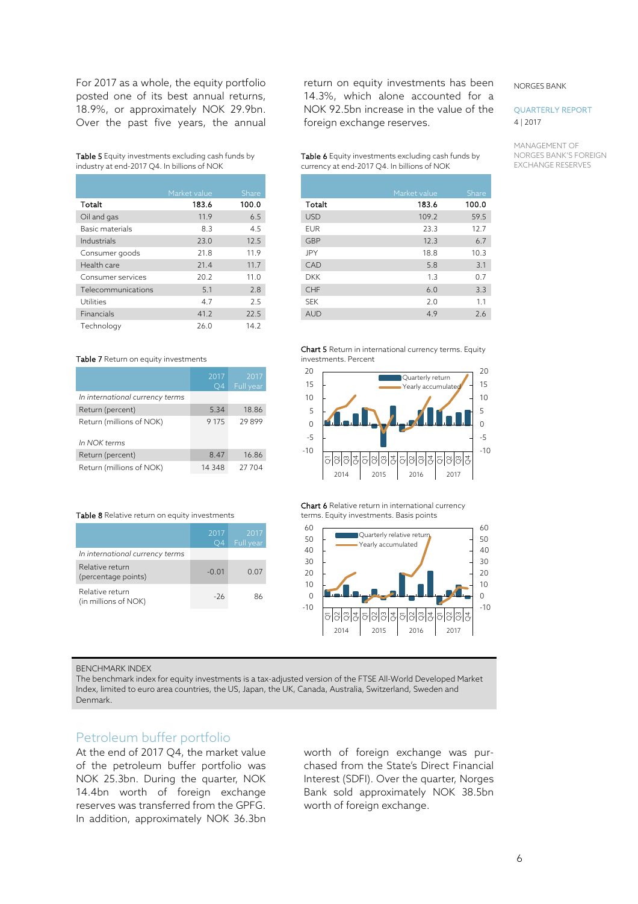For 2017 as a whole, the equity portfolio posted one of its best annual returns, 18.9%, or approximately NOK 29.9bn. Over the past five years, the annual return on equity investments has been 14.3%, which alone accounted for a NOK 92.5bn increase in the value of the foreign exchange reserves.

**Table 5** Equity investments excluding cash funds by industry at end-2017 Q4. In billions of NOK

| | Market value | Share |
|---|---|---|
| Totalt | 183.6 | 100.0 |
| Oil and gas | 11.9 | 6.5 |
| Basic materials | 8.3 | 4.5 |
| Industrials | 23.0 | 12.5 |
| Consumer goods | 21.8 | 11.9 |
| Health care | 21.4 | 11.7 |
| Consumer services | 20.2 | 11.0 |
| Telecommunications | 5.1 | 2.8 |
| Utilities | 4.7 | 2.5 |
| Financials | 41.2 | 22.5 |
| Technology | 26.0 | 14.2 |

**Table 6** Equity investments excluding cash funds by currency at end-2017 Q4. In billions of NOK

| | Market value | Share |
|---|---|---|
| Totalt | 183.6 | 100.0 |
| USD | 109.2 | 59.5 |
| EUR | 23.3 | 12.7 |
| GBP | 12.3 | 6.7 |
| JPY | 18.8 | 10.3 |
| CAD | 5.8 | 3.1 |
| DKK | 1.3 | 0.7 |
| CHF | 6.0 | 3.3 |
| SEK | 2.0 | 1.1 |
| AUD | 4.9 | 2.6 |

**Table 7** Return on equity investments

| | 2017 Q4 | 2017 Full year |
|---|---|---|
| *In international currency terms* | | |
| Return (percent) | 5.34 | 18.86 |
| Return (millions of NOK) | 9 175 | 29 899 |
| *In NOK terms* | | |
| Return (percent) | 8.47 | 16.86 |
| Return (millions of NOK) | 14 348 | 27 704 |

**Chart 5** Return in international currency terms. Equity investments. Percent

**Table 8** Relative return on equity investments

| | 2017 Q4 | 2017 Full year |
|---|---|---|
| *In international currency terms* | | |
| Relative return (percentage points) | -0.01 | 0.07 |
| Relative return (in millions of NOK) | -26 | 86 |

**Chart 6** Relative return in international currency terms. Equity investments. Basis points

BENCHMARK INDEX

The benchmark index for equity investments is a tax-adjusted version of the FTSE All-World Developed Market Index, limited to euro area countries, the US, Japan, the UK, Canada, Australia, Switzerland, Sweden and Denmark.

## Petroleum buffer portfolio

At the end of 2017 Q4, the market value of the petroleum buffer portfolio was NOK 25.3bn. During the quarter, NOK 14.4bn worth of foreign exchange reserves was transferred from the GPFG. In addition, approximately NOK 36.3bn worth of foreign exchange was purchased from the State's Direct Financial Interest (SDFI). Over the quarter, Norges Bank sold approximately NOK 38.5bn worth of foreign exchange.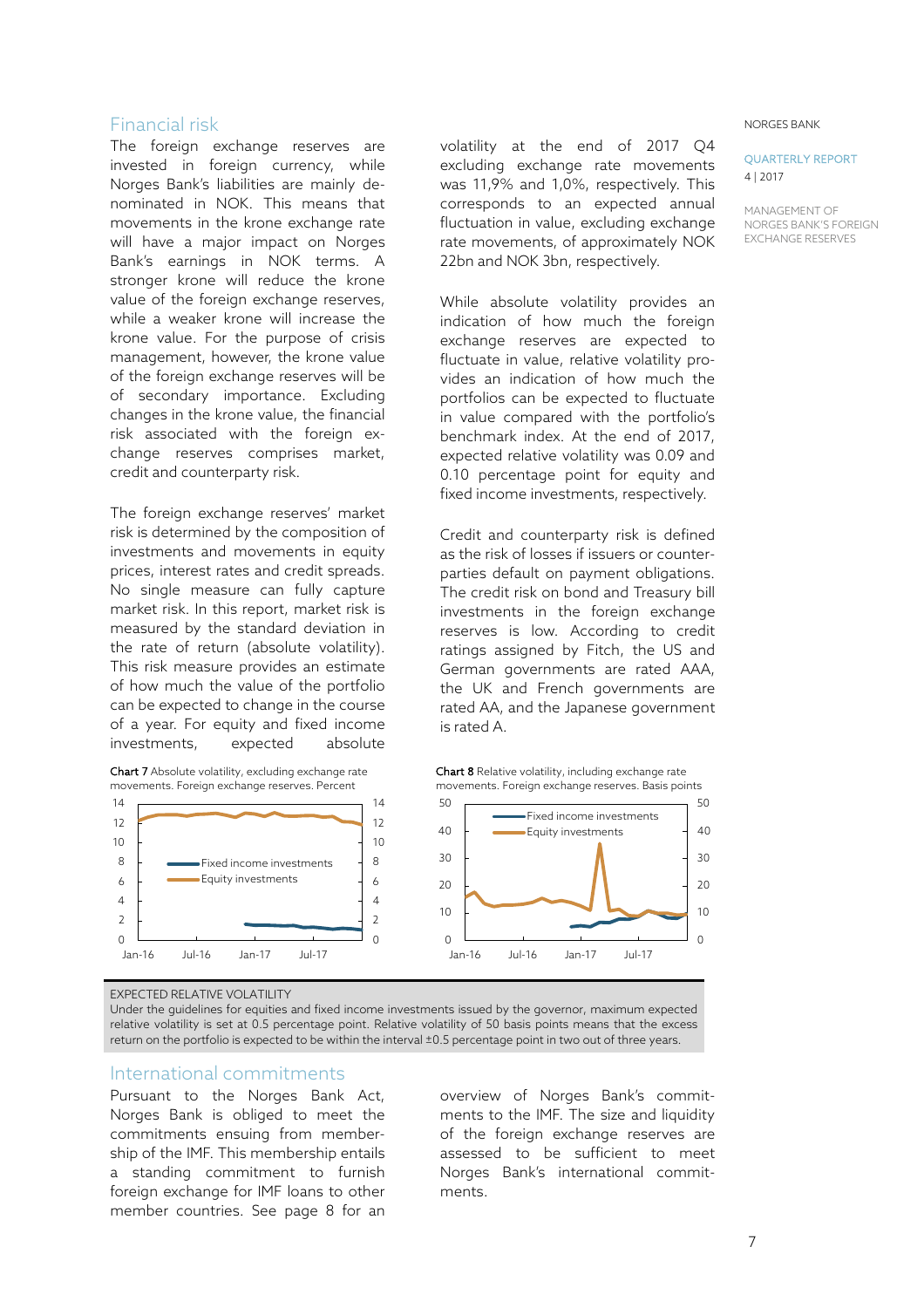## Financial risk

The foreign exchange reserves are invested in foreign currency, while Norges Bank's liabilities are mainly denominated in NOK. This means that movements in the krone exchange rate will have a major impact on Norges Bank's earnings in NOK terms. A stronger krone will reduce the krone value of the foreign exchange reserves, while a weaker krone will increase the krone value. For the purpose of crisis management, however, the krone value of the foreign exchange reserves will be of secondary importance. Excluding changes in the krone value, the financial risk associated with the foreign exchange reserves comprises market, credit and counterparty risk.

The foreign exchange reserves' market risk is determined by the composition of investments and movements in equity prices, interest rates and credit spreads. No single measure can fully capture market risk. In this report, market risk is measured by the standard deviation in the rate of return (absolute volatility). This risk measure provides an estimate of how much the value of the portfolio can be expected to change in the course of a year. For equity and fixed income investments, expected absolute volatility at the end of 2017 Q4 excluding exchange rate movements was 11,9% and 1,0%, respectively. This corresponds to an expected annual fluctuation in value, excluding exchange rate movements, of approximately NOK 22bn and NOK 3bn, respectively.

While absolute volatility provides an indication of how much the foreign exchange reserves are expected to fluctuate in value, relative volatility provides an indication of how much the portfolios can be expected to fluctuate in value compared with the portfolio's benchmark index. At the end of 2017, expected relative volatility was 0.09 and 0.10 percentage point for equity and fixed income investments, respectively.

Credit and counterparty risk is defined as the risk of losses if issuers or counterparties default on payment obligations. The credit risk on bond and Treasury bill investments in the foreign exchange reserves is low. According to credit ratings assigned by Fitch, the US and German governments are rated AAA, the UK and French governments are rated AA, and the Japanese government is rated A.

**Chart 7** Absolute volatility, excluding exchange rate movements. Foreign exchange reserves. Percent

**Chart 8** Relative volatility, including exchange rate movements. Foreign exchange reserves. Basis points

EXPECTED RELATIVE VOLATILITY

Under the guidelines for equities and fixed income investments issued by the governor, maximum expected relative volatility is set at 0.5 percentage point. Relative volatility of 50 basis points means that the excess return on the portfolio is expected to be within the interval ±0.5 percentage point in two out of three years.

## International commitments

Pursuant to the Norges Bank Act, Norges Bank is obliged to meet the commitments ensuing from membership of the IMF. This membership entails a standing commitment to furnish foreign exchange for IMF loans to other member countries. See page 8 for an overview of Norges Bank's commitments to the IMF. The size and liquidity of the foreign exchange reserves are assessed to be sufficient to meet Norges Bank's international commitments.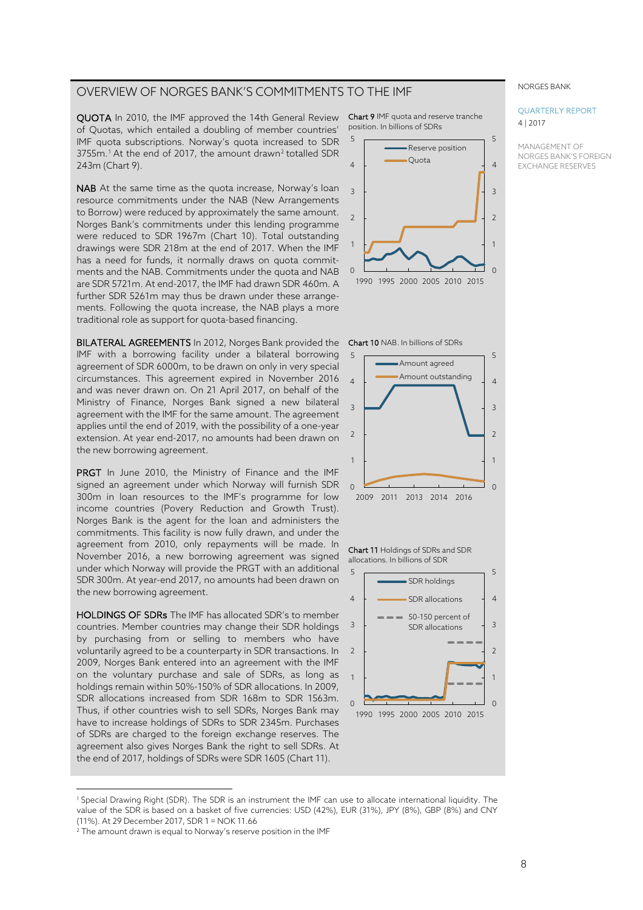## OVERVIEW OF NORGES BANK'S COMMITMENTS TO THE IMF

**QUOTA** In 2010, the IMF approved the 14th General Review of Quotas, which entailed a doubling of member countries' IMF quota subscriptions. Norway's quota increased to SDR 3755m.[1] At the end of 2017, the amount drawn[2] totalled SDR 243m (Chart 9).

**NAB** At the same time as the quota increase, Norway's loan resource commitments under the NAB (New Arrangements to Borrow) were reduced by approximately the same amount. Norges Bank's commitments under this lending programme were reduced to SDR 1967m (Chart 10). Total outstanding drawings were SDR 218m at the end of 2017. When the IMF has a need for funds, it normally draws on quota commitments and the NAB. Commitments under the quota and NAB are SDR 5721m. At end-2017, the IMF had drawn SDR 460m. A further SDR 5261m may thus be drawn under these arrangements. Following the quota increase, the NAB plays a more traditional role as support for quota-based financing.

**BILATERAL AGREEMENTS** In 2012, Norges Bank provided the IMF with a borrowing facility under a bilateral borrowing agreement of SDR 6000m, to be drawn on only in very special circumstances. This agreement expired in November 2016 and was never drawn on. On 21 April 2017, on behalf of the Ministry of Finance, Norges Bank signed a new bilateral agreement with the IMF for the same amount. The agreement applies until the end of 2019, with the possibility of a one-year extension. At year end-2017, no amounts had been drawn on the new borrowing agreement.

**PRGT** In June 2010, the Ministry of Finance and the IMF signed an agreement under which Norway will furnish SDR 300m in loan resources to the IMF's programme for low income countries (Povery Reduction and Growth Trust). Norges Bank is the agent for the loan and administers the commitments. This facility is now fully drawn, and under the agreement from 2010, only repayments will be made. In November 2016, a new borrowing agreement was signed under which Norway will provide the PRGT with an additional SDR 300m. At year-end 2017, no amounts had been drawn on the new borrowing agreement.

**HOLDINGS OF SDRs** The IMF has allocated SDR's to member countries. Member countries may change their SDR holdings by purchasing from or selling to members who have voluntarily agreed to be a counterparty in SDR transactions. In 2009, Norges Bank entered into an agreement with the IMF on the voluntary purchase and sale of SDRs, as long as holdings remain within 50%-150% of SDR allocations. In 2009, SDR allocations increased from SDR 168m to SDR 1563m. Thus, if other countries wish to sell SDRs, Norges Bank may have to increase holdings of SDRs to SDR 2345m. Purchases of SDRs are charged to the foreign exchange reserves. The agreement also gives Norges Bank the right to sell SDRs. At the end of 2017, holdings of SDRs were SDR 1605 (Chart 11).

**Chart 9** IMF quota and reserve tranche position. In billions of SDRs

**Chart 10** NAB. In billions of SDRs

**Chart 11** Holdings of SDRs and SDR allocations. In billions of SDR

[1] Special Drawing Right (SDR). The SDR is an instrument the IMF can use to allocate international liquidity. The value of the SDR is based on a basket of five currencies: USD (42%), EUR (31%), JPY (8%), GBP (8%) and CNY (11%). At 29 December 2017, SDR 1 = NOK 11.66

[2] The amount drawn is equal to Norway's reserve position in the IMF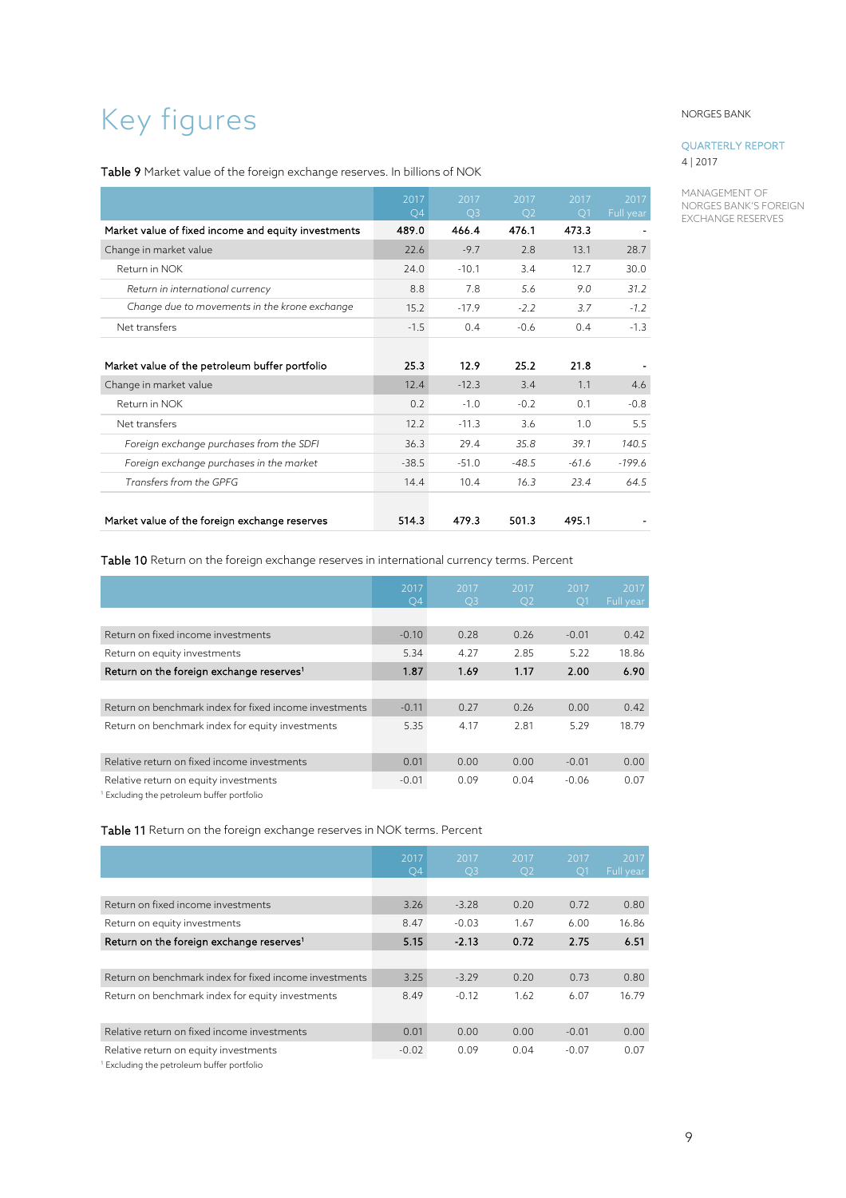# Key figures

**Table 9** Market value of the foreign exchange reserves. In billions of NOK

| | 2017 Q4 | 2017 Q3 | 2017 Q2 | 2017 Q1 | 2017 Full year |
|---|---|---|---|---|---|
| **Market value of fixed income and equity investments** | **489.0** | **466.4** | **476.1** | **473.3** | - |
| Change in market value | 22.6 | -9.7 | 2.8 | 13.1 | 28.7 |
| Return in NOK | 24.0 | -10.1 | 3.4 | 12.7 | 30.0 |
| *Return in international currency* | *8.8* | *7.8* | *5.6* | *9.0* | *31.2* |
| *Change due to movements in the krone exchange* | *15.2* | *-17.9* | *-2.2* | *3.7* | *-1.2* |
| Net transfers | -1.5 | 0.4 | -0.6 | 0.4 | -1.3 |
| | | | | | |
| **Market value of the petroleum buffer portfolio** | **25.3** | **12.9** | **25.2** | **21.8** | - |
| Change in market value | 12.4 | -12.3 | 3.4 | 1.1 | 4.6 |
| Return in NOK | 0.2 | -1.0 | -0.2 | 0.1 | -0.8 |
| Net transfers | 12.2 | -11.3 | 3.6 | 1.0 | 5.5 |
| *Foreign exchange purchases from the SDFI* | *36.3* | *29.4* | *35.8* | *39.1* | *140.5* |
| *Foreign exchange purchases in the market* | *-38.5* | *-51.0* | *-48.5* | *-61.6* | *-199.6* |
| *Transfers from the GPFG* | *14.4* | *10.4* | *16.3* | *23.4* | *64.5* |
| | | | | | |
| **Market value of the foreign exchange reserves** | **514.3** | **479.3** | **501.3** | **495.1** | - |

**Table 10** Return on the foreign exchange reserves in international currency terms. Percent

| | 2017 Q4 | 2017 Q3 | 2017 Q2 | 2017 Q1 | 2017 Full year |
|---|---|---|---|---|---|
| Return on fixed income investments | -0.10 | 0.28 | 0.26 | -0.01 | 0.42 |
| Return on equity investments | 5.34 | 4.27 | 2.85 | 5.22 | 18.86 |
| **Return on the foreign exchange reserves[1]** | **1.87** | **1.69** | **1.17** | **2.00** | **6.90** |
| | | | | | |
| Return on benchmark index for fixed income investments | -0.11 | 0.27 | 0.26 | 0.00 | 0.42 |
| Return on benchmark index for equity investments | 5.35 | 4.17 | 2.81 | 5.29 | 18.79 |
| | | | | | |
| Relative return on fixed income investments | 0.01 | 0.00 | 0.00 | -0.01 | 0.00 |
| Relative return on equity investments | -0.01 | 0.09 | 0.04 | -0.06 | 0.07 |

[1] Excluding the petroleum buffer portfolio

**Table 11** Return on the foreign exchange reserves in NOK terms. Percent

| | 2017 Q4 | 2017 Q3 | 2017 Q2 | 2017 Q1 | 2017 Full year |
|---|---|---|---|---|---|
| Return on fixed income investments | 3.26 | -3.28 | 0.20 | 0.72 | 0.80 |
| Return on equity investments | 8.47 | -0.03 | 1.67 | 6.00 | 16.86 |
| **Return on the foreign exchange reserves[1]** | **5.15** | **-2.13** | **0.72** | **2.75** | **6.51** |
| | | | | | |
| Return on benchmark index for fixed income investments | 3.25 | -3.29 | 0.20 | 0.73 | 0.80 |
| Return on benchmark index for equity investments | 8.49 | -0.12 | 1.62 | 6.07 | 16.79 |
| | | | | | |
| Relative return on fixed income investments | 0.01 | 0.00 | 0.00 | -0.01 | 0.00 |
| Relative return on equity investments | -0.02 | 0.09 | 0.04 | -0.07 | 0.07 |

[1] Excluding the petroleum buffer portfolio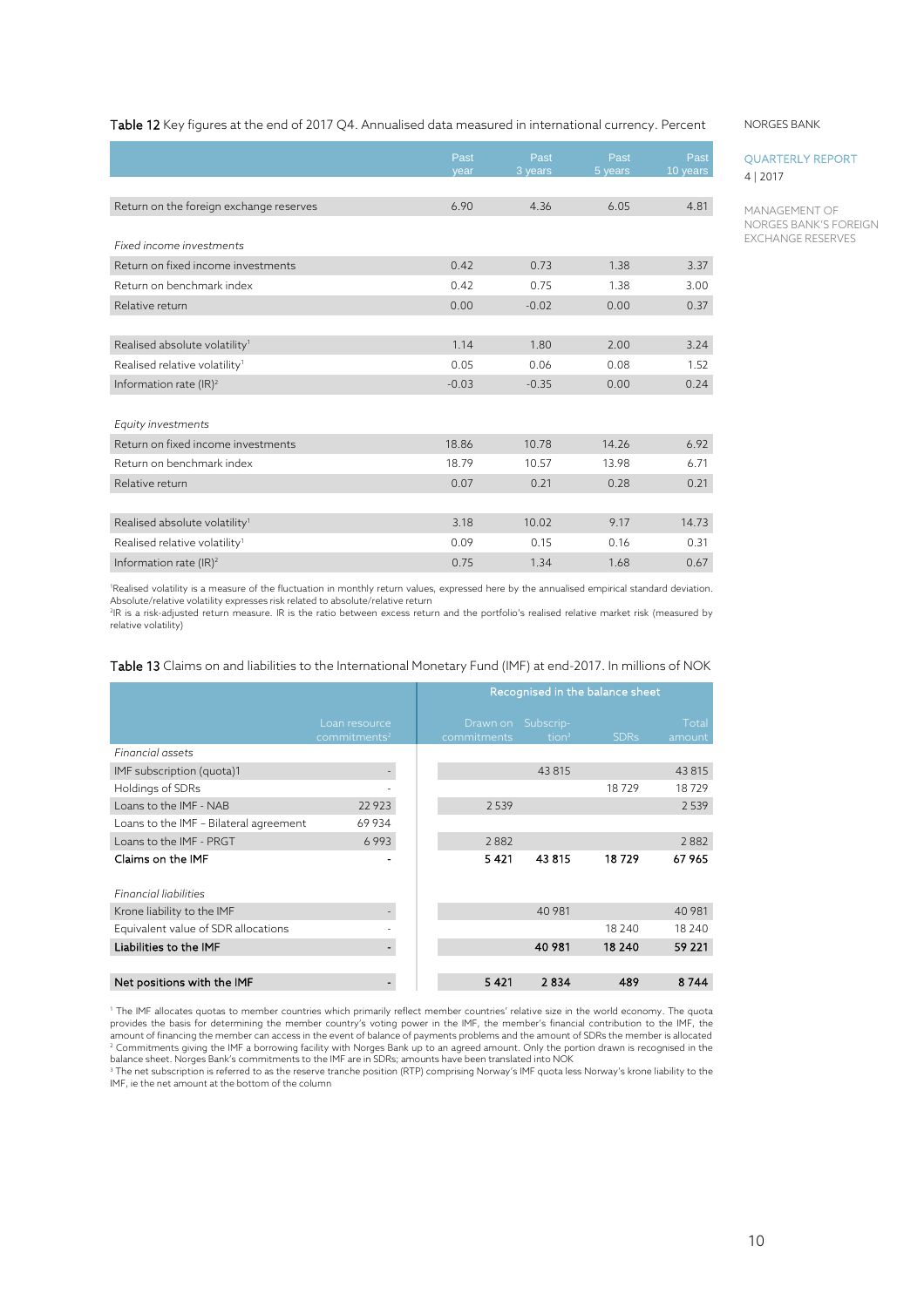Table 12 Key figures at the end of 2017 Q4. Annualised data measured in international currency. Percent

| | Past year | Past 3 years | Past 5 years | Past 10 years |
|---|---|---|---|---|
| Return on the foreign exchange reserves | 6.90 | 4.36 | 6.05 | 4.81 |
| *Fixed income investments* | | | | |
| Return on fixed income investments | 0.42 | 0.73 | 1.38 | 3.37 |
| Return on benchmark index | 0.42 | 0.75 | 1.38 | 3.00 |
| Relative return | 0.00 | -0.02 | 0.00 | 0.37 |
| Realised absolute volatility[1] | 1.14 | 1.80 | 2.00 | 3.24 |
| Realised relative volatility[1] | 0.05 | 0.06 | 0.08 | 1.52 |
| Information rate (IR)[2] | -0.03 | -0.35 | 0.00 | 0.24 |
| *Equity investments* | | | | |
| Return on fixed income investments | 18.86 | 10.78 | 14.26 | 6.92 |
| Return on benchmark index | 18.79 | 10.57 | 13.98 | 6.71 |
| Relative return | 0.07 | 0.21 | 0.28 | 0.21 |
| Realised absolute volatility[1] | 3.18 | 10.02 | 9.17 | 14.73 |
| Realised relative volatility[1] | 0.09 | 0.15 | 0.16 | 0.31 |
| Information rate (IR)[2] | 0.75 | 1.34 | 1.68 | 0.67 |

[1]Realised volatility is a measure of the fluctuation in monthly return values, expressed here by the annualised empirical standard deviation. Absolute/relative volatility expresses risk related to absolute/relative return
[2]IR is a risk-adjusted return measure. IR is the ratio between excess return and the portfolio's realised relative market risk (measured by relative volatility)

Table 13 Claims on and liabilities to the International Monetary Fund (IMF) at end-2017. In millions of NOK

| | | Recognised in the balance sheet | | | |
|---|---|---|---|---|---|
| | Loan resource commitments[2] | Drawn on commitments | Subscrip-tion[3] | SDRs | Total amount |
| *Financial assets* | | | | | |
| IMF subscription (quota)1 | - | | 43 815 | | 43 815 |
| Holdings of SDRs | - | | | 18 729 | 18 729 |
| Loans to the IMF - NAB | 22 923 | 2 539 | | | 2 539 |
| Loans to the IMF – Bilateral agreement | 69 934 | | | | |
| Loans to the IMF - PRGT | 6 993 | 2 882 | | | 2 882 |
| **Claims on the IMF** | **-** | **5 421** | **43 815** | **18 729** | **67 965** |
| *Financial liabilities* | | | | | |
| Krone liability to the IMF | - | | 40 981 | | 40 981 |
| Equivalent value of SDR allocations | - | | | 18 240 | 18 240 |
| **Liabilities to the IMF** | **-** | | **40 981** | **18 240** | **59 221** |
| **Net positions with the IMF** | **-** | **5 421** | **2 834** | **489** | **8 744** |

[1] The IMF allocates quotas to member countries which primarily reflect member countries' relative size in the world economy. The quota provides the basis for determining the member country's voting power in the IMF, the member's financial contribution to the IMF, the amount of financing the member can access in the event of balance of payments problems and the amount of SDRs the member is allocated
[2] Commitments giving the IMF a borrowing facility with Norges Bank up to an agreed amount. Only the portion drawn is recognised in the balance sheet. Norges Bank's commitments to the IMF are in SDRs; amounts have been translated into NOK
[3] The net subscription is referred to as the reserve tranche position (RTP) comprising Norway's IMF quota less Norway's krone liability to the IMF, ie the net amount at the bottom of the column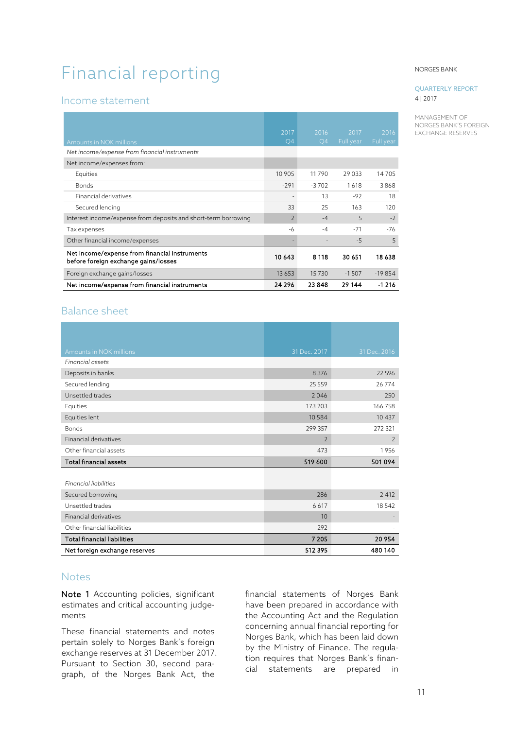# Financial reporting

## Income statement

| Amounts in NOK millions | 2017 Q4 | 2016 Q4 | 2017 Full year | 2016 Full year |
|---|---|---|---|---|
| *Net income/expense from financial instruments* | | | | |
| Net income/expenses from: | | | | |
| Equities | 10 905 | 11 790 | 29 033 | 14 705 |
| Bonds | -291 | -3 702 | 1 618 | 3 868 |
| Financial derivatives | - | 13 | -92 | 18 |
| Secured lending | 33 | 25 | 163 | 120 |
| Interest income/expense from deposits and short-term borrowing | 2 | -4 | 5 | -2 |
| Tax expenses | -6 | -4 | -71 | -76 |
| Other financial income/expenses | - | - | -5 | 5 |
| **Net income/expense from financial instruments before foreign exchange gains/losses** | **10 643** | **8 118** | **30 651** | **18 638** |
| Foreign exchange gains/losses | 13 653 | 15 730 | -1 507 | -19 854 |
| **Net income/expense from financial instruments** | **24 296** | **23 848** | **29 144** | **-1 216** |

## Balance sheet

| Amounts in NOK millions | 31 Dec. 2017 | 31 Dec. 2016 |
|---|---|---|
| *Financial assets* | | |
| Deposits in banks | 8 376 | 22 596 |
| Secured lending | 25 559 | 26 774 |
| Unsettled trades | 2 046 | 250 |
| Equities | 173 203 | 166 758 |
| Equities lent | 10 584 | 10 437 |
| Bonds | 299 357 | 272 321 |
| Financial derivatives | 2 | 2 |
| Other financial assets | 473 | 1 956 |
| **Total financial assets** | **519 600** | **501 094** |
| | | |
| *Financial liabilities* | | |
| Secured borrowing | 286 | 2 412 |
| Unsettled trades | 6 617 | 18 542 |
| Financial derivatives | 10 | - |
| Other financial liabilities | 292 | - |
| **Total financial liabilities** | **7 205** | **20 954** |
| **Net foreign exchange reserves** | **512 395** | **480 140** |

## Notes

**Note 1** Accounting policies, significant estimates and critical accounting judgements

These financial statements and notes pertain solely to Norges Bank's foreign exchange reserves at 31 December 2017. Pursuant to Section 30, second paragraph, of the Norges Bank Act, the financial statements of Norges Bank have been prepared in accordance with the Accounting Act and the Regulation concerning annual financial reporting for Norges Bank, which has been laid down by the Ministry of Finance. The regulation requires that Norges Bank's financial statements are prepared in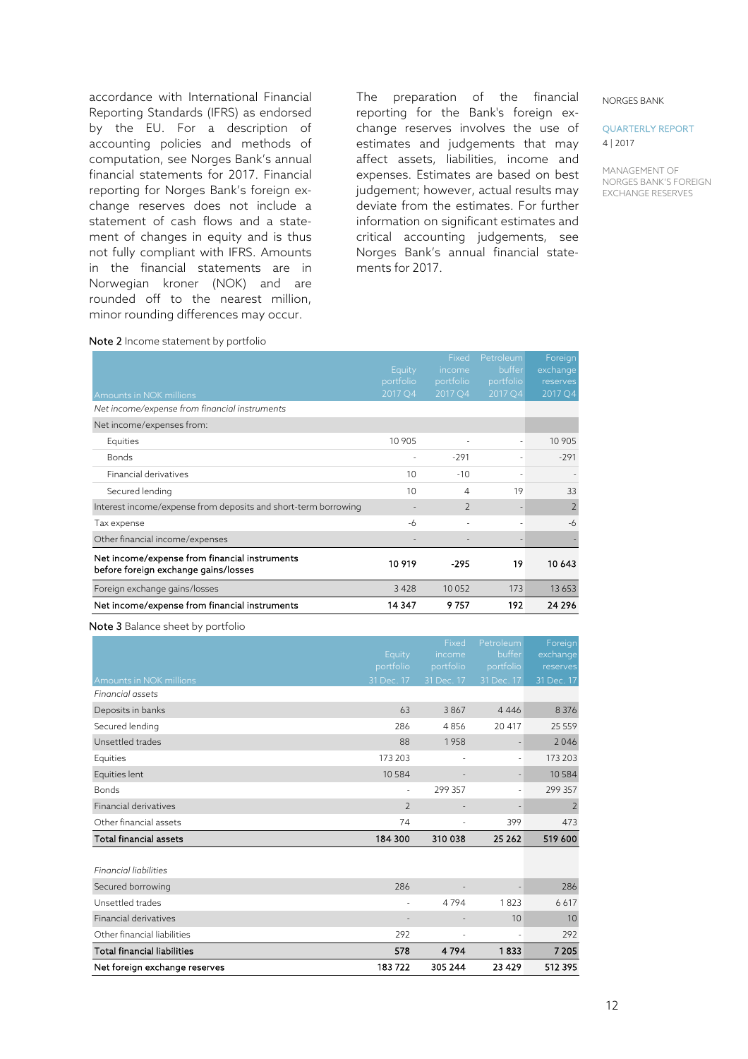accordance with International Financial Reporting Standards (IFRS) as endorsed by the EU. For a description of accounting policies and methods of computation, see Norges Bank's annual financial statements for 2017. Financial reporting for Norges Bank's foreign exchange reserves does not include a statement of cash flows and a statement of changes in equity and is thus not fully compliant with IFRS. Amounts in the financial statements are in Norwegian kroner (NOK) and are rounded off to the nearest million, minor rounding differences may occur.

The preparation of the financial reporting for the Bank's foreign exchange reserves involves the use of estimates and judgements that may affect assets, liabilities, income and expenses. Estimates are based on best judgement; however, actual results may deviate from the estimates. For further information on significant estimates and critical accounting judgements, see Norges Bank's annual financial statements for 2017.

**Note 2** Income statement by portfolio

| Amounts in NOK millions | Equity portfolio 2017 Q4 | Fixed income portfolio 2017 Q4 | Petroleum buffer portfolio 2017 Q4 | Foreign exchange reserves 2017 Q4 |
|---|---|---|---|---|
| *Net income/expense from financial instruments* | | | | |
| Net income/expenses from: | | | | |
| Equities | 10 905 | - | - | 10 905 |
| Bonds | - | -291 | - | -291 |
| Financial derivatives | 10 | -10 | - | - |
| Secured lending | 10 | 4 | 19 | 33 |
| Interest income/expense from deposits and short-term borrowing | - | 2 | - | 2 |
| Tax expense | -6 | - | - | -6 |
| Other financial income/expenses | - | - | - | - |
| **Net income/expense from financial instruments before foreign exchange gains/losses** | **10 919** | **-295** | **19** | **10 643** |
| Foreign exchange gains/losses | 3 428 | 10 052 | 173 | 13 653 |
| **Net income/expense from financial instruments** | **14 347** | **9 757** | **192** | **24 296** |

**Note 3** Balance sheet by portfolio

| Amounts in NOK millions | Equity portfolio 31 Dec. 17 | Fixed income portfolio 31 Dec. 17 | Petroleum buffer portfolio 31 Dec. 17 | Foreign exchange reserves 31 Dec. 17 |
|---|---|---|---|---|
| *Financial assets* | | | | |
| Deposits in banks | 63 | 3 867 | 4 446 | 8 376 |
| Secured lending | 286 | 4 856 | 20 417 | 25 559 |
| Unsettled trades | 88 | 1 958 | - | 2 046 |
| Equities | 173 203 | - | - | 173 203 |
| Equities lent | 10 584 | - | - | 10 584 |
| Bonds | - | 299 357 | - | 299 357 |
| Financial derivatives | 2 | - | - | 2 |
| Other financial assets | 74 | - | 399 | 473 |
| **Total financial assets** | **184 300** | **310 038** | **25 262** | **519 600** |
| | | | | |
| *Financial liabilities* | | | | |
| Secured borrowing | 286 | - | - | 286 |
| Unsettled trades | - | 4 794 | 1 823 | 6 617 |
| Financial derivatives | - | - | 10 | 10 |
| Other financial liabilities | 292 | - | - | 292 |
| **Total financial liabilities** | **578** | **4 794** | **1 833** | **7 205** |
| **Net foreign exchange reserves** | **183 722** | **305 244** | **23 429** | **512 395** |